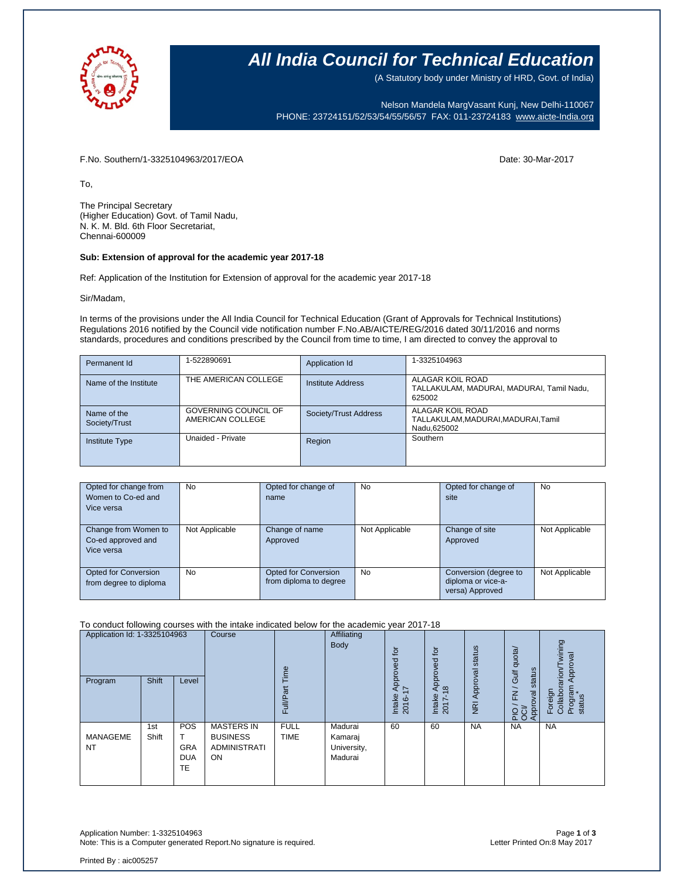# All India Council for Technical Education

(A Statutory body under Ministry of HRD, Govt. of India)

Nelson Mandela MargVasant Kunj, New Delhi-110067
PHONE: 23724151/52/53/54/55/56/57 FAX: 011-23724183 www.aicte-India.org

F.No. Southern/1-3325104963/2017/EOA

Date: 30-Mar-2017

To,

The Principal Secretary
(Higher Education) Govt. of Tamil Nadu,
N. K. M. Bld. 6th Floor Secretariat,
Chennai-600009

**Sub: Extension of approval for the academic year 2017-18**

Ref: Application of the Institution for Extension of approval for the academic year 2017-18

Sir/Madam,

In terms of the provisions under the All India Council for Technical Education (Grant of Approvals for Technical Institutions) Regulations 2016 notified by the Council vide notification number F.No.AB/AICTE/REG/2016 dated 30/11/2016 and norms standards, procedures and conditions prescribed by the Council from time to time, I am directed to convey the approval to

| Permanent Id | 1-522890691 | Application Id | 1-3325104963 |
|---|---|---|---|
| Name of the Institute | THE AMERICAN COLLEGE | Institute Address | ALAGAR KOIL ROAD TALLAKULAM, MADURAI, MADURAI, Tamil Nadu, 625002 |
| Name of the Society/Trust | GOVERNING COUNCIL OF AMERICAN COLLEGE | Society/Trust Address | ALAGAR KOIL ROAD TALLAKULAM,MADURAI,MADURAI,Tamil Nadu,625002 |
| Institute Type | Unaided - Private | Region | Southern |

| Opted for change from Women to Co-ed and Vice versa | No | Opted for change of name | No | Opted for change of site | No |
|---|---|---|---|---|---|
| Change from Women to Co-ed approved and Vice versa | Not Applicable | Change of name Approved | Not Applicable | Change of site Approved | Not Applicable |
| Opted for Conversion from degree to diploma | No | Opted for Conversion from diploma to degree | No | Conversion (degree to diploma or vice-a-versa) Approved | Not Applicable |

To conduct following courses with the intake indicated below for the academic year 2017-18

| Application Id: 1-3325104963 | | | Course | Full/Part Time | Affiliating Body | Intake Approved for 2016-17 | Intake Approved for 2017-18 | NRI Approval status | PIO / FN / Gulf quota/ OCI/ Approval status | Foreign Collaboration/Twining Program Approval status* |
|---|---|---|---|---|---|---|---|---|---|---|
| Program | Shift | Level | | | | | | | | |
| MANAGEMENT | 1st Shift | POST GRADUATE | MASTERS IN BUSINESS ADMINISTRATION | FULL TIME | Madurai Kamaraj University, Madurai | 60 | 60 | NA | NA | NA |

Application Number: 1-3325104963
Note: This is a Computer generated Report.No signature is required.

Letter Printed On:8 May 2017

Printed By : aic005257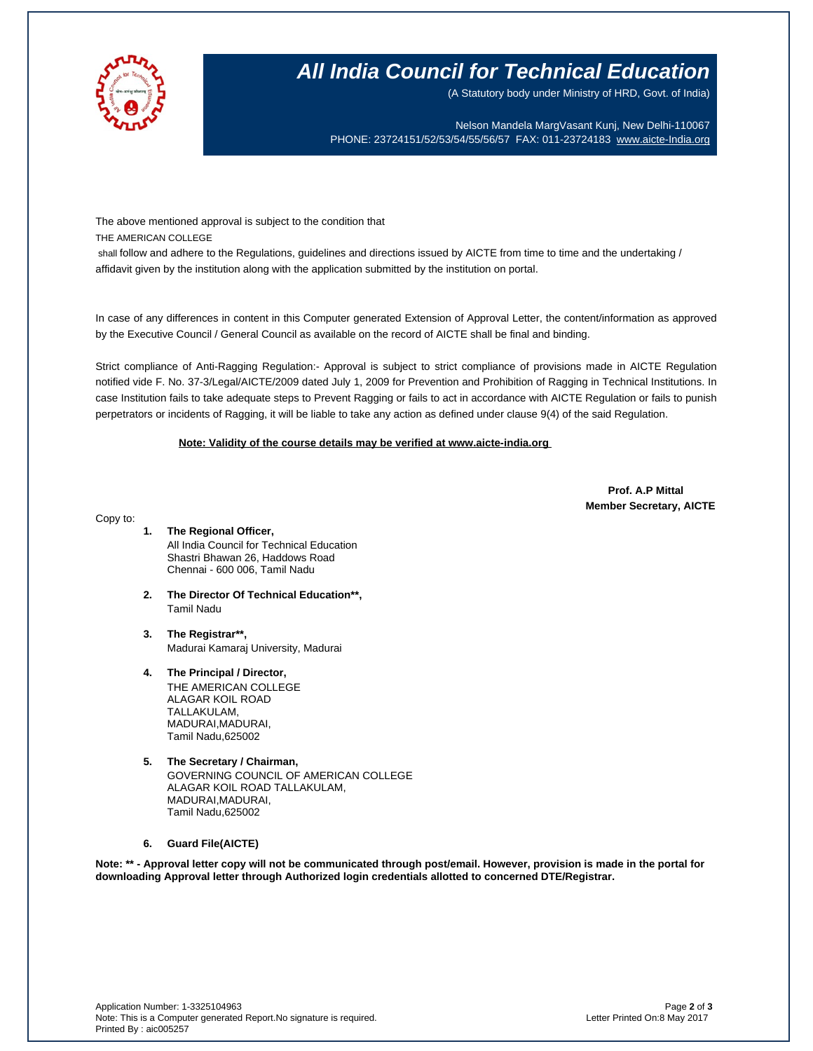# All India Council for Technical Education

(A Statutory body under Ministry of HRD, Govt. of India)

Nelson Mandela MargVasant Kunj, New Delhi-110067
PHONE: 23724151/52/53/54/55/56/57 FAX: 011-23724183 www.aicte-India.org

The above mentioned approval is subject to the condition that
THE AMERICAN COLLEGE
shall follow and adhere to the Regulations, guidelines and directions issued by AICTE from time to time and the undertaking / affidavit given by the institution along with the application submitted by the institution on portal.

In case of any differences in content in this Computer generated Extension of Approval Letter, the content/information as approved by the Executive Council / General Council as available on the record of AICTE shall be final and binding.

Strict compliance of Anti-Ragging Regulation:- Approval is subject to strict compliance of provisions made in AICTE Regulation notified vide F. No. 37-3/Legal/AICTE/2009 dated July 1, 2009 for Prevention and Prohibition of Ragging in Technical Institutions. In case Institution fails to take adequate steps to Prevent Ragging or fails to act in accordance with AICTE Regulation or fails to punish perpetrators or incidents of Ragging, it will be liable to take any action as defined under clause 9(4) of the said Regulation.

**Note: Validity of the course details may be verified at www.aicte-india.org**

**Prof. A.P Mittal**
**Member Secretary, AICTE**

Copy to:

1. **The Regional Officer,**
   All India Council for Technical Education
   Shastri Bhawan 26, Haddows Road
   Chennai - 600 006, Tamil Nadu

2. **The Director Of Technical Education\*\*,**
   Tamil Nadu

3. **The Registrar\*\*,**
   Madurai Kamaraj University, Madurai

4. **The Principal / Director,**
   THE AMERICAN COLLEGE
   ALAGAR KOIL ROAD
   TALLAKULAM,
   MADURAI,MADURAI,
   Tamil Nadu,625002

5. **The Secretary / Chairman,**
   GOVERNING COUNCIL OF AMERICAN COLLEGE
   ALAGAR KOIL ROAD TALLAKULAM,
   MADURAI,MADURAI,
   Tamil Nadu,625002

6. **Guard File(AICTE)**

**Note: \*\* - Approval letter copy will not be communicated through post/email. However, provision is made in the portal for downloading Approval letter through Authorized login credentials allotted to concerned DTE/Registrar.**

Application Number: 1-3325104963
Note: This is a Computer generated Report.No signature is required.
Printed By : aic005257

Letter Printed On:8 May 2017